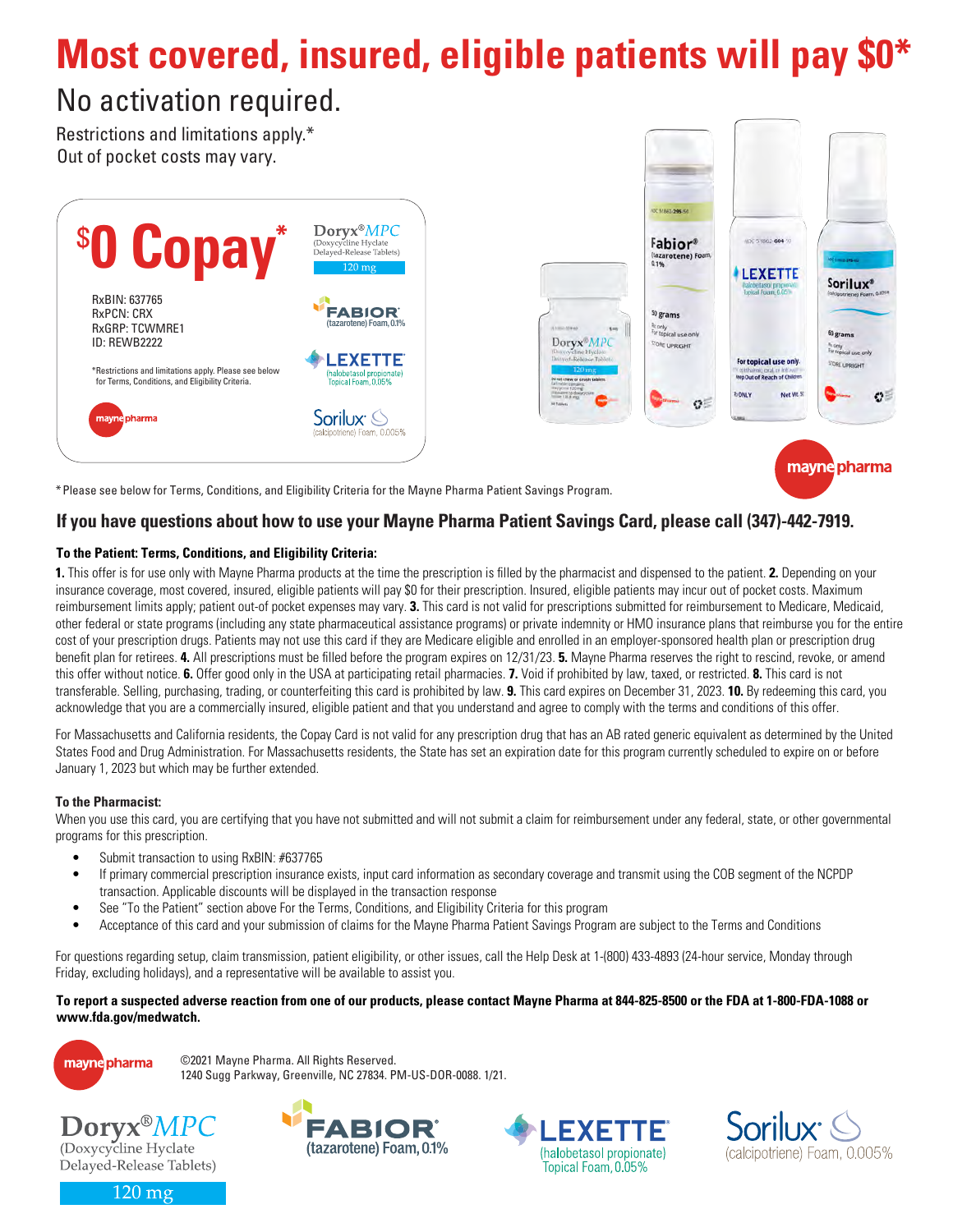# Most covered, insured, eligible patients will pay $0*

## No activation required.

Restrictions and limitations apply.*
Out of pocket costs may vary.

**$0 Copay***

RxBIN: 637765
RxPCN: CRX
RxGRP: TCWMRE1
ID: REWB2222

*Restrictions and limitations apply. Please see below for Terms, Conditions, and Eligibility Criteria.

mayne pharma

Doryx® MPC (Doxycycline Hyclate Delayed-Release Tablets) 120 mg

FABIOR (tazarotene) Foam, 0.1%

LEXETTE (halobetasol propionate) Topical Foam, 0.05%

Sorilux (calcipotriene) Foam, 0.005%

* Please see below for Terms, Conditions, and Eligibility Criteria for the Mayne Pharma Patient Savings Program.

### If you have questions about how to use your Mayne Pharma Patient Savings Card, please call (347)-442-7919.

**To the Patient: Terms, Conditions, and Eligibility Criteria:**

**1.** This offer is for use only with Mayne Pharma products at the time the prescription is filled by the pharmacist and dispensed to the patient. **2.** Depending on your insurance coverage, most covered, insured, eligible patients will pay $0 for their prescription. Insured, eligible patients may incur out of pocket costs. Maximum reimbursement limits apply; patient out-of pocket expenses may vary. **3.** This card is not valid for prescriptions submitted for reimbursement to Medicare, Medicaid, other federal or state programs (including any state pharmaceutical assistance programs) or private indemnity or HMO insurance plans that reimburse you for the entire cost of your prescription drugs. Patients may not use this card if they are Medicare eligible and enrolled in an employer-sponsored health plan or prescription drug benefit plan for retirees. **4.** All prescriptions must be filled before the program expires on 12/31/23. **5.** Mayne Pharma reserves the right to rescind, revoke, or amend this offer without notice. **6.** Offer good only in the USA at participating retail pharmacies. **7.** Void if prohibited by law, taxed, or restricted. **8.** This card is not transferable. Selling, purchasing, trading, or counterfeiting this card is prohibited by law. **9.** This card expires on December 31, 2023. **10.** By redeeming this card, you acknowledge that you are a commercially insured, eligible patient and that you understand and agree to comply with the terms and conditions of this offer.

For Massachusetts and California residents, the Copay Card is not valid for any prescription drug that has an AB rated generic equivalent as determined by the United States Food and Drug Administration. For Massachusetts residents, the State has set an expiration date for this program currently scheduled to expire on or before January 1, 2023 but which may be further extended.

**To the Pharmacist:**

When you use this card, you are certifying that you have not submitted and will not submit a claim for reimbursement under any federal, state, or other governmental programs for this prescription.

- Submit transaction to using RxBIN: #637765
- If primary commercial prescription insurance exists, input card information as secondary coverage and transmit using the COB segment of the NCPDP transaction. Applicable discounts will be displayed in the transaction response
- See "To the Patient" section above For the Terms, Conditions, and Eligibility Criteria for this program
- Acceptance of this card and your submission of claims for the Mayne Pharma Patient Savings Program are subject to the Terms and Conditions

For questions regarding setup, claim transmission, patient eligibility, or other issues, call the Help Desk at 1-(800) 433-4893 (24-hour service, Monday through Friday, excluding holidays), and a representative will be available to assist you.

**To report a suspected adverse reaction from one of our products, please contact Mayne Pharma at 844-825-8500 or the FDA at 1-800-FDA-1088 or www.fda.gov/medwatch.**

mayne pharma

©2021 Mayne Pharma. All Rights Reserved.
1240 Sugg Parkway, Greenville, NC 27834. PM-US-DOR-0088. 1/21.

Doryx® MPC (Doxycycline Hyclate Delayed-Release Tablets) 120 mg

FABIOR (tazarotene) Foam, 0.1%

LEXETTE (halobetasol propionate) Topical Foam, 0.05%

Sorilux (calcipotriene) Foam, 0.005%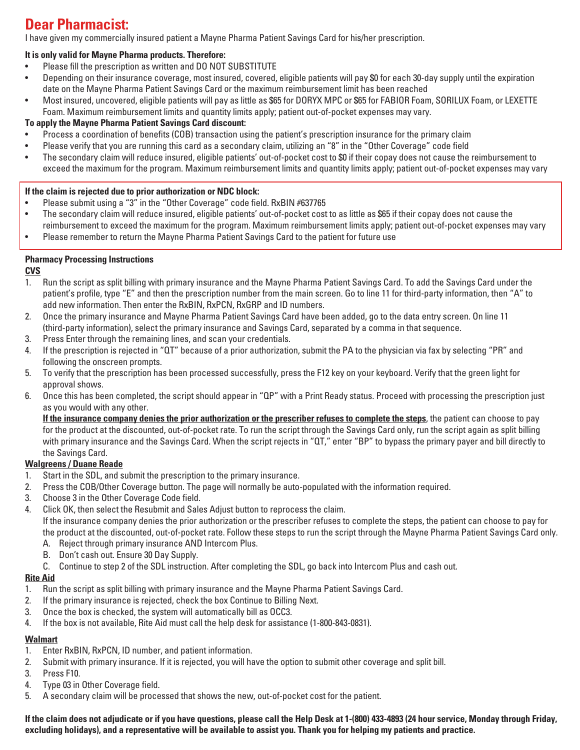# Dear Pharmacist:

I have given my commercially insured patient a Mayne Pharma Patient Savings Card for his/her prescription.

**It is only valid for Mayne Pharma products. Therefore:**

- Please fill the prescription as written and DO NOT SUBSTITUTE
- Depending on their insurance coverage, most insured, covered, eligible patients will pay $0 for each 30-day supply until the expiration date on the Mayne Pharma Patient Savings Card or the maximum reimbursement limit has been reached
- Most insured, uncovered, eligible patients will pay as little as $65 for DORYX MPC or $65 for FABIOR Foam, SORILUX Foam, or LEXETTE Foam. Maximum reimbursement limits and quantity limits apply; patient out-of-pocket expenses may vary.

**To apply the Mayne Pharma Patient Savings Card discount:**

- Process a coordination of benefits (COB) transaction using the patient's prescription insurance for the primary claim
- Please verify that you are running this card as a secondary claim, utilizing an "8" in the "Other Coverage" code field
- The secondary claim will reduce insured, eligible patients' out-of-pocket cost to $0 if their copay does not cause the reimbursement to exceed the maximum for the program. Maximum reimbursement limits and quantity limits apply; patient out-of-pocket expenses may vary

**If the claim is rejected due to prior authorization or NDC block:**

- Please submit using a "3" in the "Other Coverage" code field. RxBIN #637765
- The secondary claim will reduce insured, eligible patients' out-of-pocket cost to as little as $65 if their copay does not cause the reimbursement to exceed the maximum for the program. Maximum reimbursement limits apply; patient out-of-pocket expenses may vary
- Please remember to return the Mayne Pharma Patient Savings Card to the patient for future use

**Pharmacy Processing Instructions**

**CVS**

1. Run the script as split billing with primary insurance and the Mayne Pharma Patient Savings Card. To add the Savings Card under the patient's profile, type "E" and then the prescription number from the main screen. Go to line 11 for third-party information, then "A" to add new information. Then enter the RxBIN, RxPCN, RxGRP and ID numbers.
2. Once the primary insurance and Mayne Pharma Patient Savings Card have been added, go to the data entry screen. On line 11 (third-party information), select the primary insurance and Savings Card, separated by a comma in that sequence.
3. Press Enter through the remaining lines, and scan your credentials.
4. If the prescription is rejected in "QT" because of a prior authorization, submit the PA to the physician via fax by selecting "PR" and following the onscreen prompts.
5. To verify that the prescription has been processed successfully, press the F12 key on your keyboard. Verify that the green light for approval shows.
6. Once this has been completed, the script should appear in "QP" with a Print Ready status. Proceed with processing the prescription just as you would with any other.

   **If the insurance company denies the prior authorization or the prescriber refuses to complete the steps**, the patient can choose to pay for the product at the discounted, out-of-pocket rate. To run the script through the Savings Card only, run the script again as split billing with primary insurance and the Savings Card. When the script rejects in "QT," enter "BP" to bypass the primary payer and bill directly to the Savings Card.

**Walgreens / Duane Reade**

1. Start in the SDL, and submit the prescription to the primary insurance.
2. Press the COB/Other Coverage button. The page will normally be auto-populated with the information required.
3. Choose 3 in the Other Coverage Code field.
4. Click OK, then select the Resubmit and Sales Adjust button to reprocess the claim.

   If the insurance company denies the prior authorization or the prescriber refuses to complete the steps, the patient can choose to pay for the product at the discounted, out-of-pocket rate. Follow these steps to run the script through the Mayne Pharma Patient Savings Card only.

   A. Reject through primary insurance AND Intercom Plus.
   B. Don't cash out. Ensure 30 Day Supply.
   C. Continue to step 2 of the SDL instruction. After completing the SDL, go back into Intercom Plus and cash out.

**Rite Aid**

1. Run the script as split billing with primary insurance and the Mayne Pharma Patient Savings Card.
2. If the primary insurance is rejected, check the box Continue to Billing Next.
3. Once the box is checked, the system will automatically bill as OCC3.
4. If the box is not available, Rite Aid must call the help desk for assistance (1-800-843-0831).

**Walmart**

1. Enter RxBIN, RxPCN, ID number, and patient information.
2. Submit with primary insurance. If it is rejected, you will have the option to submit other coverage and split bill.
3. Press F10.
4. Type 03 in Other Coverage field.
5. A secondary claim will be processed that shows the new, out-of-pocket cost for the patient.

**If the claim does not adjudicate or if you have questions, please call the Help Desk at 1-(800) 433-4893 (24 hour service, Monday through Friday, excluding holidays), and a representative will be available to assist you. Thank you for helping my patients and practice.**